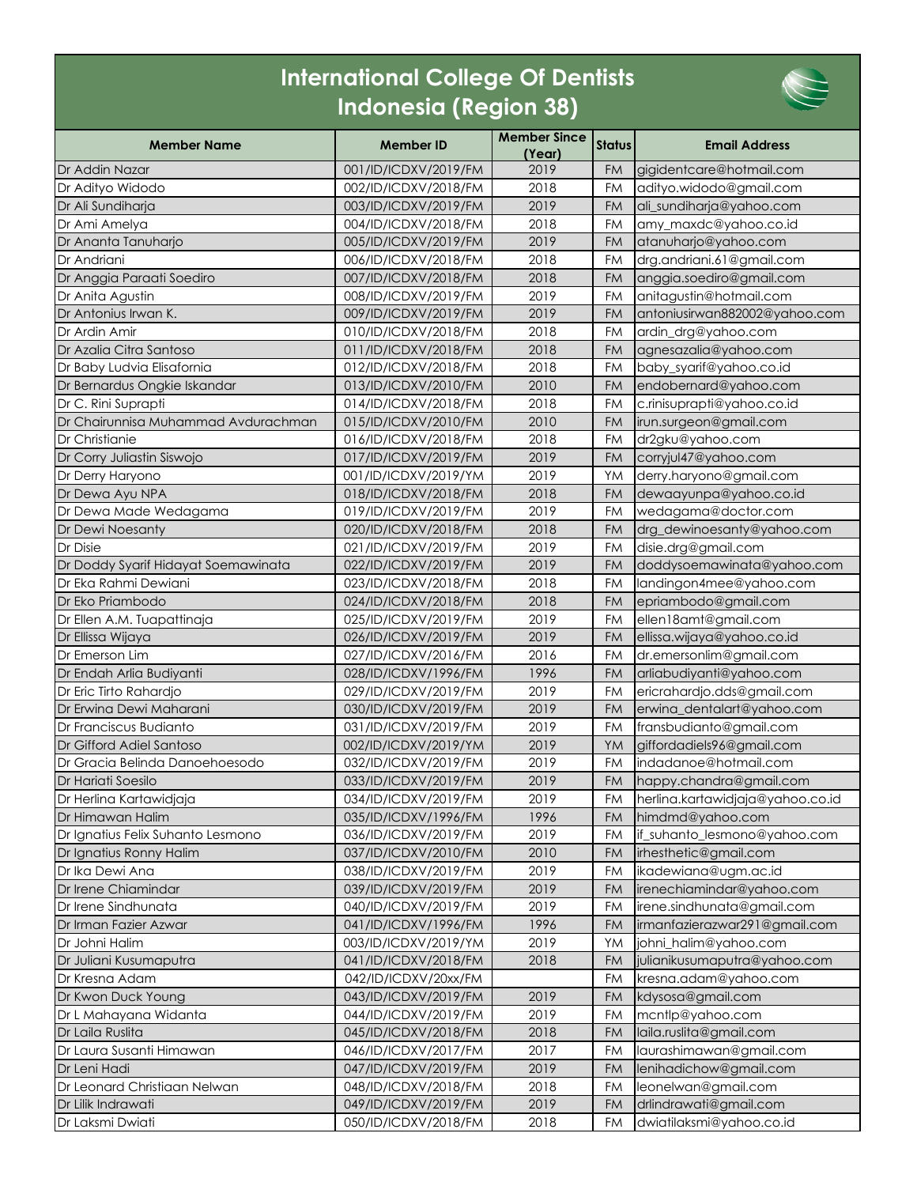# International College Of Dentists
## Indonesia (Region 38)

| Member Name | Member ID | Member Since (Year) | Status | Email Address |
|---|---|---|---|---|
| Dr Addin Nazar | 001/ID/ICDXV/2019/FM | 2019 | FM | gigidentcare@hotmail.com |
| Dr Adityo Widodo | 002/ID/ICDXV/2018/FM | 2018 | FM | adityo.widodo@gmail.com |
| Dr Ali Sundiharja | 003/ID/ICDXV/2019/FM | 2019 | FM | ali_sundiharja@yahoo.com |
| Dr Ami Amelya | 004/ID/ICDXV/2018/FM | 2018 | FM | amy_maxdc@yahoo.co.id |
| Dr Ananta Tanuharjo | 005/ID/ICDXV/2019/FM | 2019 | FM | atanuharjo@yahoo.com |
| Dr Andriani | 006/ID/ICDXV/2018/FM | 2018 | FM | drg.andriani.61@gmail.com |
| Dr Anggia Paraati Soediro | 007/ID/ICDXV/2018/FM | 2018 | FM | anggia.soediro@gmail.com |
| Dr Anita Agustin | 008/ID/ICDXV/2019/FM | 2019 | FM | anitagustin@hotmail.com |
| Dr Antonius Irwan K. | 009/ID/ICDXV/2019/FM | 2019 | FM | antoniusirwan882002@yahoo.com |
| Dr Ardin Amir | 010/ID/ICDXV/2018/FM | 2018 | FM | ardin_drg@yahoo.com |
| Dr Azalia Citra Santoso | 011/ID/ICDXV/2018/FM | 2018 | FM | agnesazalia@yahoo.com |
| Dr Baby Ludvia Elisafornia | 012/ID/ICDXV/2018/FM | 2018 | FM | baby_syarif@yahoo.co.id |
| Dr Bernardus Ongkie Iskandar | 013/ID/ICDXV/2010/FM | 2010 | FM | endobernard@yahoo.com |
| Dr C. Rini Suprapti | 014/ID/ICDXV/2018/FM | 2018 | FM | c.rinisuprapti@yahoo.co.id |
| Dr Chairunnisa Muhammad Avdurachman | 015/ID/ICDXV/2010/FM | 2010 | FM | irun.surgeon@gmail.com |
| Dr Christianie | 016/ID/ICDXV/2018/FM | 2018 | FM | dr2gku@yahoo.com |
| Dr Corry Juliastin Siswojo | 017/ID/ICDXV/2019/FM | 2019 | FM | corryjul47@yahoo.com |
| Dr Derry Haryono | 001/ID/ICDXV/2019/YM | 2019 | YM | derry.haryono@gmail.com |
| Dr Dewa Ayu NPA | 018/ID/ICDXV/2018/FM | 2018 | FM | dewaayunpa@yahoo.co.id |
| Dr Dewa Made Wedagama | 019/ID/ICDXV/2019/FM | 2019 | FM | wedagama@doctor.com |
| Dr Dewi Noesanty | 020/ID/ICDXV/2018/FM | 2018 | FM | drg_dewinoesanty@yahoo.com |
| Dr Disie | 021/ID/ICDXV/2019/FM | 2019 | FM | disie.drg@gmail.com |
| Dr Doddy Syarif Hidayat Soemawinata | 022/ID/ICDXV/2019/FM | 2019 | FM | doddysoemawinata@yahoo.com |
| Dr Eka Rahmi Dewiani | 023/ID/ICDXV/2018/FM | 2018 | FM | landingon4mee@yahoo.com |
| Dr Eko Priambodo | 024/ID/ICDXV/2018/FM | 2018 | FM | epriambodo@gmail.com |
| Dr Ellen A.M. Tuapattinaja | 025/ID/ICDXV/2019/FM | 2019 | FM | ellen18amt@gmail.com |
| Dr Ellissa Wijaya | 026/ID/ICDXV/2019/FM | 2019 | FM | ellissa.wijaya@yahoo.co.id |
| Dr Emerson Lim | 027/ID/ICDXV/2016/FM | 2016 | FM | dr.emersonlim@gmail.com |
| Dr Endah Arlia Budiyanti | 028/ID/ICDXV/1996/FM | 1996 | FM | arliabudiyanti@yahoo.com |
| Dr Eric Tirto Rahardjo | 029/ID/ICDXV/2019/FM | 2019 | FM | ericrahardjo.dds@gmail.com |
| Dr Erwina Dewi Maharani | 030/ID/ICDXV/2019/FM | 2019 | FM | erwina_dentalart@yahoo.com |
| Dr Franciscus Budianto | 031/ID/ICDXV/2019/FM | 2019 | FM | fransbudianto@gmail.com |
| Dr Gifford Adiel Santoso | 002/ID/ICDXV/2019/YM | 2019 | YM | giffordadiels96@gmail.com |
| Dr Gracia Belinda Danoehoesodo | 032/ID/ICDXV/2019/FM | 2019 | FM | indadanoe@hotmail.com |
| Dr Hariati Soesilo | 033/ID/ICDXV/2019/FM | 2019 | FM | happy.chandra@gmail.com |
| Dr Herlina Kartawidjaja | 034/ID/ICDXV/2019/FM | 2019 | FM | herlina.kartawidjaja@yahoo.co.id |
| Dr Himawan Halim | 035/ID/ICDXV/1996/FM | 1996 | FM | himdmd@yahoo.com |
| Dr Ignatius Felix Suhanto Lesmono | 036/ID/ICDXV/2019/FM | 2019 | FM | if_suhanto_lesmono@yahoo.com |
| Dr Ignatius Ronny Halim | 037/ID/ICDXV/2010/FM | 2010 | FM | irhesthetic@gmail.com |
| Dr Ika Dewi Ana | 038/ID/ICDXV/2019/FM | 2019 | FM | ikadewiana@ugm.ac.id |
| Dr Irene Chiamindar | 039/ID/ICDXV/2019/FM | 2019 | FM | irenechiamindar@yahoo.com |
| Dr Irene Sindhunata | 040/ID/ICDXV/2019/FM | 2019 | FM | irene.sindhunata@gmail.com |
| Dr Irman Fazier Azwar | 041/ID/ICDXV/1996/FM | 1996 | FM | irmanfazierazwar291@gmail.com |
| Dr Johni Halim | 003/ID/ICDXV/2019/YM | 2019 | YM | johni_halim@yahoo.com |
| Dr Juliani Kusumaputra | 041/ID/ICDXV/2018/FM | 2018 | FM | julianikusumaputra@yahoo.com |
| Dr Kresna Adam | 042/ID/ICDXV/20xx/FM | | FM | kresna.adam@yahoo.com |
| Dr Kwon Duck Young | 043/ID/ICDXV/2019/FM | 2019 | FM | kdysosa@gmail.com |
| Dr L Mahayana Widanta | 044/ID/ICDXV/2019/FM | 2019 | FM | mcntlp@yahoo.com |
| Dr Laila Ruslita | 045/ID/ICDXV/2018/FM | 2018 | FM | laila.ruslita@gmail.com |
| Dr Laura Susanti Himawan | 046/ID/ICDXV/2017/FM | 2017 | FM | laurashimawan@gmail.com |
| Dr Leni Hadi | 047/ID/ICDXV/2019/FM | 2019 | FM | lenihadichow@gmail.com |
| Dr Leonard Christiaan Nelwan | 048/ID/ICDXV/2018/FM | 2018 | FM | leonelwan@gmail.com |
| Dr Lilik Indrawati | 049/ID/ICDXV/2019/FM | 2019 | FM | drlindrawati@gmail.com |
| Dr Laksmi Dwiati | 050/ID/ICDXV/2018/FM | 2018 | FM | dwiatilaksmi@yahoo.co.id |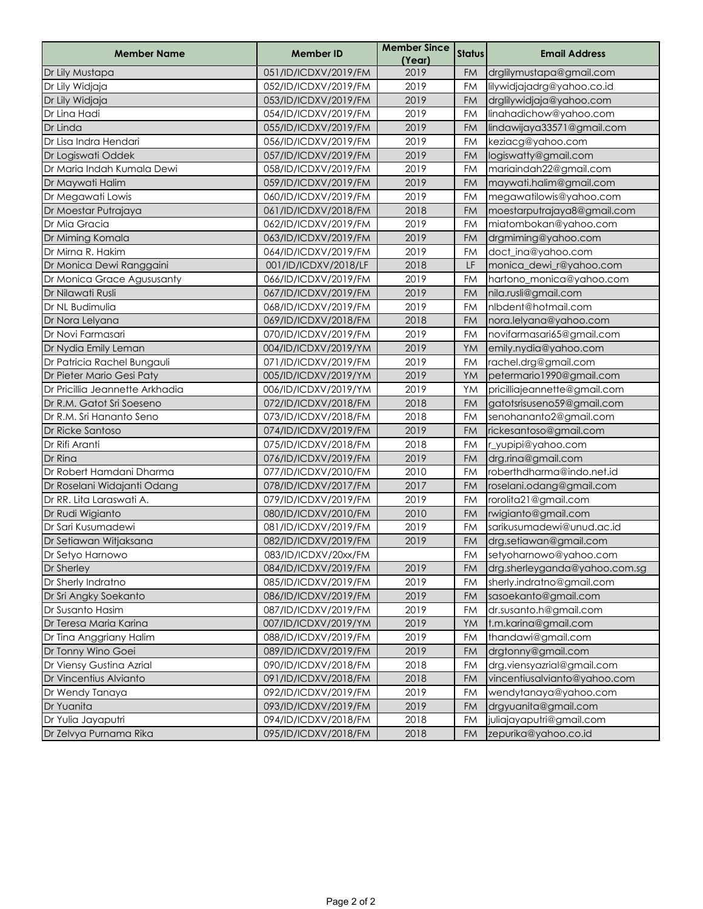| Member Name | Member ID | Member Since (Year) | Status | Email Address |
|---|---|---|---|---|
| Dr Lily Mustapa | 051/ID/ICDXV/2019/FM | 2019 | FM | drglilymustapa@gmail.com |
| Dr Lily Widjaja | 052/ID/ICDXV/2019/FM | 2019 | FM | lilywidjajadrg@yahoo.co.id |
| Dr Lily Widjaja | 053/ID/ICDXV/2019/FM | 2019 | FM | drglilywidjaja@yahoo.com |
| Dr Lina Hadi | 054/ID/ICDXV/2019/FM | 2019 | FM | linahadichow@yahoo.com |
| Dr Linda | 055/ID/ICDXV/2019/FM | 2019 | FM | lindawijaya33571@gmail.com |
| Dr Lisa Indra Hendari | 056/ID/ICDXV/2019/FM | 2019 | FM | keziacg@yahoo.com |
| Dr Logiswati Oddek | 057/ID/ICDXV/2019/FM | 2019 | FM | logiswatty@gmail.com |
| Dr Maria Indah Kumala Dewi | 058/ID/ICDXV/2019/FM | 2019 | FM | mariaindah22@gmail.com |
| Dr Maywati Halim | 059/ID/ICDXV/2019/FM | 2019 | FM | maywati.halim@gmail.com |
| Dr Megawati Lowis | 060/ID/ICDXV/2019/FM | 2019 | FM | megawatilowis@yahoo.com |
| Dr Moestar Putrajaya | 061/ID/ICDXV/2018/FM | 2018 | FM | moestarputrajaya8@gmail.com |
| Dr Mia Gracia | 062/ID/ICDXV/2019/FM | 2019 | FM | miatombokan@yahoo.com |
| Dr Miming Komala | 063/ID/ICDXV/2019/FM | 2019 | FM | drgmiming@yahoo.com |
| Dr Mirna R. Hakim | 064/ID/ICDXV/2019/FM | 2019 | FM | doct_ina@yahoo.com |
| Dr Monica Dewi Ranggaini | 001/ID/ICDXV/2018/LF | 2018 | LF | monica_dewi_r@yahoo.com |
| Dr Monica Grace Agususanty | 066/ID/ICDXV/2019/FM | 2019 | FM | hartono_monica@yahoo.com |
| Dr Nilawati Rusli | 067/ID/ICDXV/2019/FM | 2019 | FM | nila.rusli@gmail.com |
| Dr NL Budimulia | 068/ID/ICDXV/2019/FM | 2019 | FM | nlbdent@hotmail.com |
| Dr Nora Lelyana | 069/ID/ICDXV/2018/FM | 2018 | FM | nora.lelyana@yahoo.com |
| Dr Novi Farmasari | 070/ID/ICDXV/2019/FM | 2019 | FM | novifarmasari65@gmail.com |
| Dr Nydia Emily Leman | 004/ID/ICDXV/2019/YM | 2019 | YM | emily.nydia@yahoo.com |
| Dr Patricia Rachel Bungauli | 071/ID/ICDXV/2019/FM | 2019 | FM | rachel.drg@gmail.com |
| Dr Pieter Mario Gesi Paty | 005/ID/ICDXV/2019/YM | 2019 | YM | petermario1990@gmail.com |
| Dr Pricillia Jeannette Arkhadia | 006/ID/ICDXV/2019/YM | 2019 | YM | pricilliajeannette@gmail.com |
| Dr R.M. Gatot Sri Soeseno | 072/ID/ICDXV/2018/FM | 2018 | FM | gatotsrisuseno59@gmail.com |
| Dr R.M. Sri Hananto Seno | 073/ID/ICDXV/2018/FM | 2018 | FM | senohananto2@gmail.com |
| Dr Ricke Santoso | 074/ID/ICDXV/2019/FM | 2019 | FM | rickesantoso@gmail.com |
| Dr Rifi Aranti | 075/ID/ICDXV/2018/FM | 2018 | FM | r_yupipi@yahoo.com |
| Dr Rina | 076/ID/ICDXV/2019/FM | 2019 | FM | drg.rina@gmail.com |
| Dr Robert Hamdani Dharma | 077/ID/ICDXV/2010/FM | 2010 | FM | roberthdharma@indo.net.id |
| Dr Roselani Widajanti Odang | 078/ID/ICDXV/2017/FM | 2017 | FM | roselani.odang@gmail.com |
| Dr RR. Lita Laraswati A. | 079/ID/ICDXV/2019/FM | 2019 | FM | rorolita21@gmail.com |
| Dr Rudi Wigianto | 080/ID/ICDXV/2010/FM | 2010 | FM | rwigianto@gmail.com |
| Dr Sari Kusumadewi | 081/ID/ICDXV/2019/FM | 2019 | FM | sarikusumadewi@unud.ac.id |
| Dr Setiawan Witjaksana | 082/ID/ICDXV/2019/FM | 2019 | FM | drg.setiawan@gmail.com |
| Dr Setyo Harnowo | 083/ID/ICDXV/20xx/FM | | FM | setyoharnowo@yahoo.com |
| Dr Sherley | 084/ID/ICDXV/2019/FM | 2019 | FM | drg.sherleyganda@yahoo.com.sg |
| Dr Sherly Indratno | 085/ID/ICDXV/2019/FM | 2019 | FM | sherly.indratno@gmail.com |
| Dr Sri Angky Soekanto | 086/ID/ICDXV/2019/FM | 2019 | FM | sasoekanto@gmail.com |
| Dr Susanto Hasim | 087/ID/ICDXV/2019/FM | 2019 | FM | dr.susanto.h@gmail.com |
| Dr Teresa Maria Karina | 007/ID/ICDXV/2019/YM | 2019 | YM | t.m.karina@gmail.com |
| Dr Tina Anggriany Halim | 088/ID/ICDXV/2019/FM | 2019 | FM | thandawi@gmail.com |
| Dr Tonny Wino Goei | 089/ID/ICDXV/2019/FM | 2019 | FM | drgtonny@gmail.com |
| Dr Viensy Gustina Azrial | 090/ID/ICDXV/2018/FM | 2018 | FM | drg.viensyazrial@gmail.com |
| Dr Vincentius Alvianto | 091/ID/ICDXV/2018/FM | 2018 | FM | vincentiusalvianto@yahoo.com |
| Dr Wendy Tanaya | 092/ID/ICDXV/2019/FM | 2019 | FM | wendytanaya@yahoo.com |
| Dr Yuanita | 093/ID/ICDXV/2019/FM | 2019 | FM | drgyuanita@gmail.com |
| Dr Yulia Jayaputri | 094/ID/ICDXV/2018/FM | 2018 | FM | juliajayaputri@gmail.com |
| Dr Zelvya Purnama Rika | 095/ID/ICDXV/2018/FM | 2018 | FM | zepurika@yahoo.co.id |